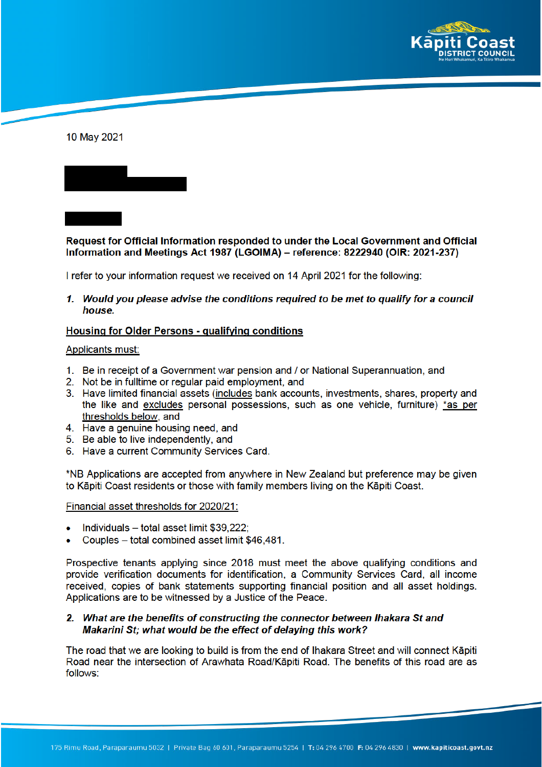10 May 2021

**Request for Official Information responded to under the Local Government and Official Information and Meetings Act 1987 (LGOIMA) – reference: 8222940 (OIR: 2021-237)**

I refer to your information request we received on 14 April 2021 for the following:

1. ***Would you please advise the conditions required to be met to qualify for a council house.***

<u>Housing for Older Persons - qualifying conditions</u>

<u>Applicants must:</u>

1. Be in receipt of a Government war pension and / or National Superannuation, and
2. Not be in fulltime or regular paid employment, and
3. Have limited financial assets (<u>includes</u> bank accounts, investments, shares, property and the like and <u>excludes</u> personal possessions, such as one vehicle, furniture) <u>*as per thresholds below</u>, and
4. Have a genuine housing need, and
5. Be able to live independently, and
6. Have a current Community Services Card.

*NB Applications are accepted from anywhere in New Zealand but preference may be given to Kāpiti Coast residents or those with family members living on the Kāpiti Coast.

<u>Financial asset thresholds for 2020/21:</u>

- Individuals – total asset limit $39,222;
- Couples – total combined asset limit $46,481.

Prospective tenants applying since 2018 must meet the above qualifying conditions and provide verification documents for identification, a Community Services Card, all income received, copies of bank statements supporting financial position and all asset holdings. Applications are to be witnessed by a Justice of the Peace.

2. ***What are the benefits of constructing the connector between Ihakara St and Makarini St; what would be the effect of delaying this work?***

The road that we are looking to build is from the end of Ihakara Street and will connect Kāpiti Road near the intersection of Arawhata Road/Kāpiti Road. The benefits of this road are as follows: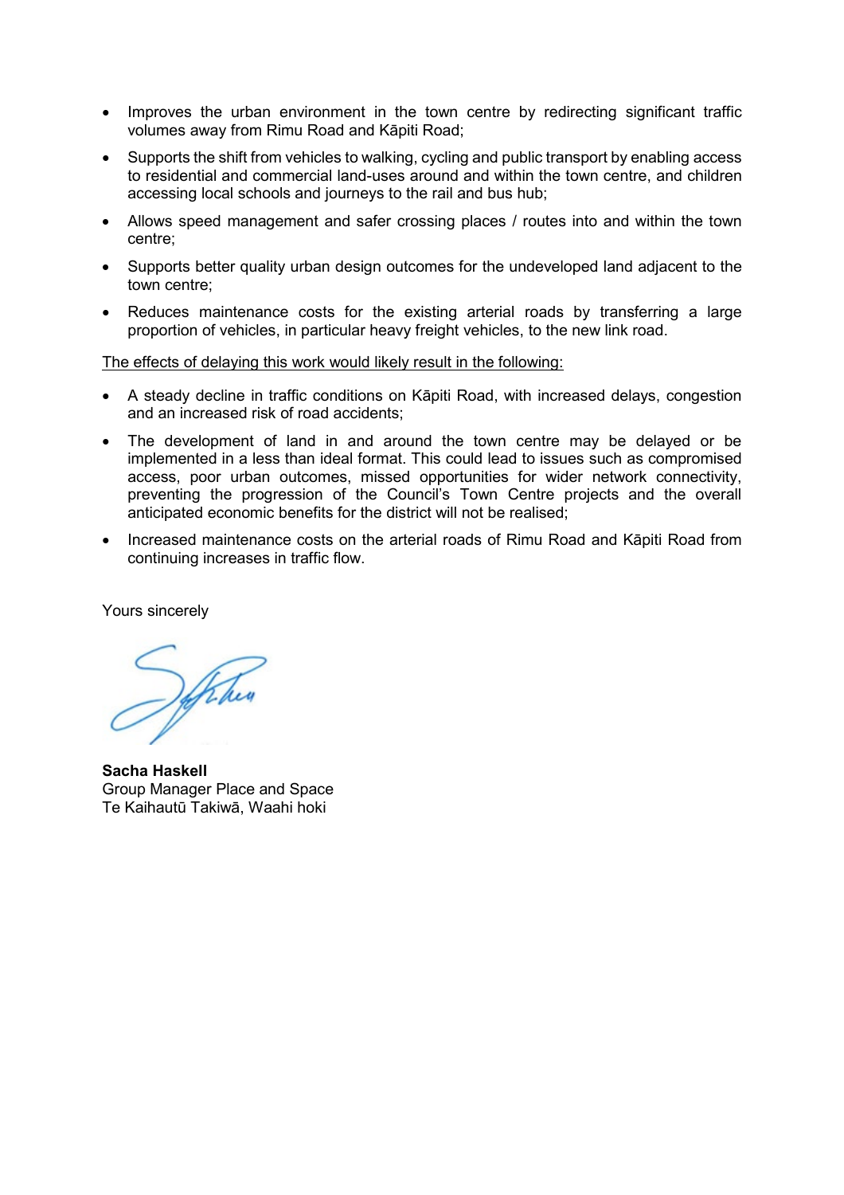- Improves the urban environment in the town centre by redirecting significant traffic volumes away from Rimu Road and Kāpiti Road;
- Supports the shift from vehicles to walking, cycling and public transport by enabling access to residential and commercial land-uses around and within the town centre, and children accessing local schools and journeys to the rail and bus hub;
- Allows speed management and safer crossing places / routes into and within the town centre;
- Supports better quality urban design outcomes for the undeveloped land adjacent to the town centre;
- Reduces maintenance costs for the existing arterial roads by transferring a large proportion of vehicles, in particular heavy freight vehicles, to the new link road.

<u>The effects of delaying this work would likely result in the following:</u>

- A steady decline in traffic conditions on Kāpiti Road, with increased delays, congestion and an increased risk of road accidents;
- The development of land in and around the town centre may be delayed or be implemented in a less than ideal format. This could lead to issues such as compromised access, poor urban outcomes, missed opportunities for wider network connectivity, preventing the progression of the Council's Town Centre projects and the overall anticipated economic benefits for the district will not be realised;
- Increased maintenance costs on the arterial roads of Rimu Road and Kāpiti Road from continuing increases in traffic flow.

Yours sincerely

**Sacha Haskell**
Group Manager Place and Space
Te Kaihautū Takiwā, Waahi hoki